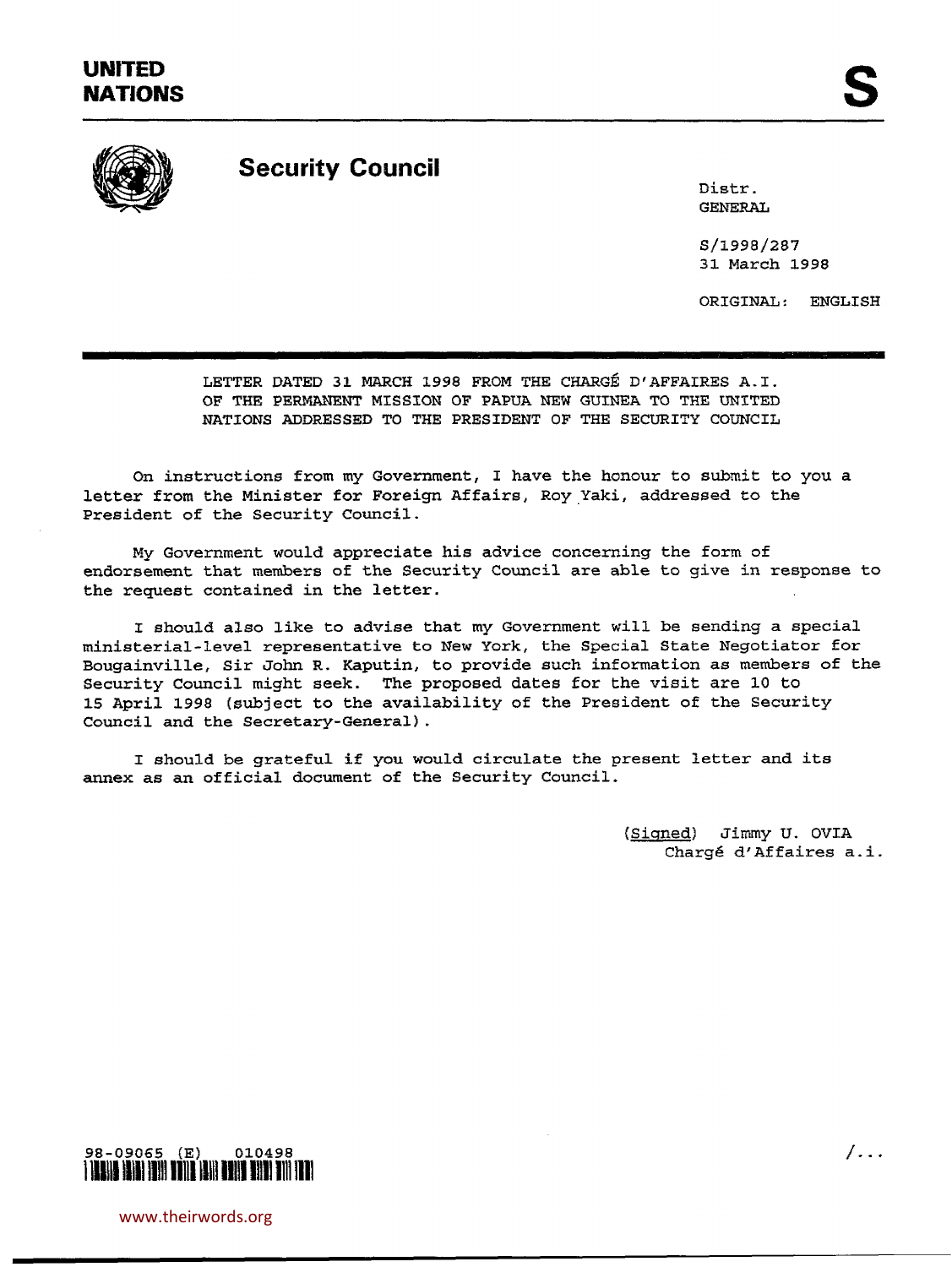# UNITED NATIONS

# S

## Security Council

Distr.
GENERAL

S/1998/287
31 March 1998

ORIGINAL: ENGLISH

LETTER DATED 31 MARCH 1998 FROM THE CHARGÉ D'AFFAIRES A.I. OF THE PERMANENT MISSION OF PAPUA NEW GUINEA TO THE UNITED NATIONS ADDRESSED TO THE PRESIDENT OF THE SECURITY COUNCIL

On instructions from my Government, I have the honour to submit to you a letter from the Minister for Foreign Affairs, Roy Yaki, addressed to the President of the Security Council.

My Government would appreciate his advice concerning the form of endorsement that members of the Security Council are able to give in response to the request contained in the letter.

I should also like to advise that my Government will be sending a special ministerial-level representative to New York, the Special State Negotiator for Bougainville, Sir John R. Kaputin, to provide such information as members of the Security Council might seek. The proposed dates for the visit are 10 to 15 April 1998 (subject to the availability of the President of the Security Council and the Secretary-General).

I should be grateful if you would circulate the present letter and its annex as an official document of the Security Council.

(Signed) Jimmy U. OVIA
Chargé d'Affaires a.i.

98-09065 (E) 010498

/...

www.theirwords.org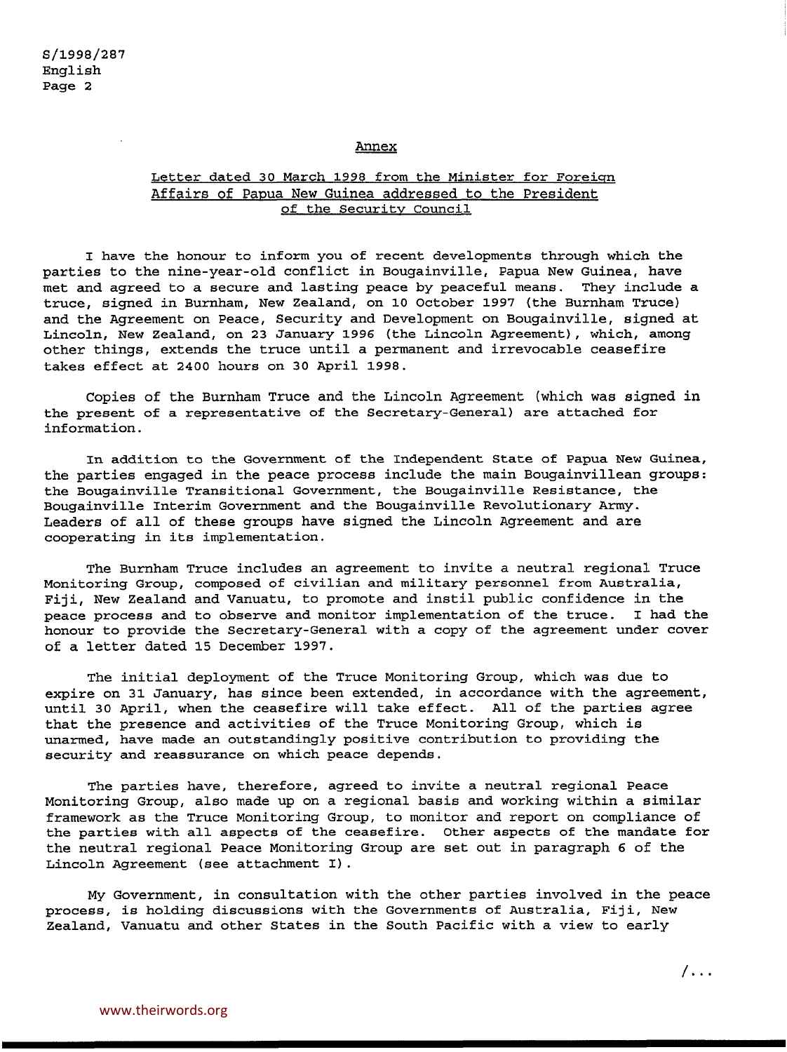## Annex

### Letter dated 30 March 1998 from the Minister for Foreign Affairs of Papua New Guinea addressed to the President of the Security Council

I have the honour to inform you of recent developments through which the parties to the nine-year-old conflict in Bougainville, Papua New Guinea, have met and agreed to a secure and lasting peace by peaceful means. They include a truce, signed in Burnham, New Zealand, on 10 October 1997 (the Burnham Truce) and the Agreement on Peace, Security and Development on Bougainville, signed at Lincoln, New Zealand, on 23 January 1996 (the Lincoln Agreement), which, among other things, extends the truce until a permanent and irrevocable ceasefire takes effect at 2400 hours on 30 April 1998.

Copies of the Burnham Truce and the Lincoln Agreement (which was signed in the present of a representative of the Secretary-General) are attached for information.

In addition to the Government of the Independent State of Papua New Guinea, the parties engaged in the peace process include the main Bougainvillean groups: the Bougainville Transitional Government, the Bougainville Resistance, the Bougainville Interim Government and the Bougainville Revolutionary Army. Leaders of all of these groups have signed the Lincoln Agreement and are cooperating in its implementation.

The Burnham Truce includes an agreement to invite a neutral regional Truce Monitoring Group, composed of civilian and military personnel from Australia, Fiji, New Zealand and Vanuatu, to promote and instil public confidence in the peace process and to observe and monitor implementation of the truce. I had the honour to provide the Secretary-General with a copy of the agreement under cover of a letter dated 15 December 1997.

The initial deployment of the Truce Monitoring Group, which was due to expire on 31 January, has since been extended, in accordance with the agreement, until 30 April, when the ceasefire will take effect. All of the parties agree that the presence and activities of the Truce Monitoring Group, which is unarmed, have made an outstandingly positive contribution to providing the security and reassurance on which peace depends.

The parties have, therefore, agreed to invite a neutral regional Peace Monitoring Group, also made up on a regional basis and working within a similar framework as the Truce Monitoring Group, to monitor and report on compliance of the parties with all aspects of the ceasefire. Other aspects of the mandate for the neutral regional Peace Monitoring Group are set out in paragraph 6 of the Lincoln Agreement (see attachment I).

My Government, in consultation with the other parties involved in the peace process, is holding discussions with the Governments of Australia, Fiji, New Zealand, Vanuatu and other States in the South Pacific with a view to early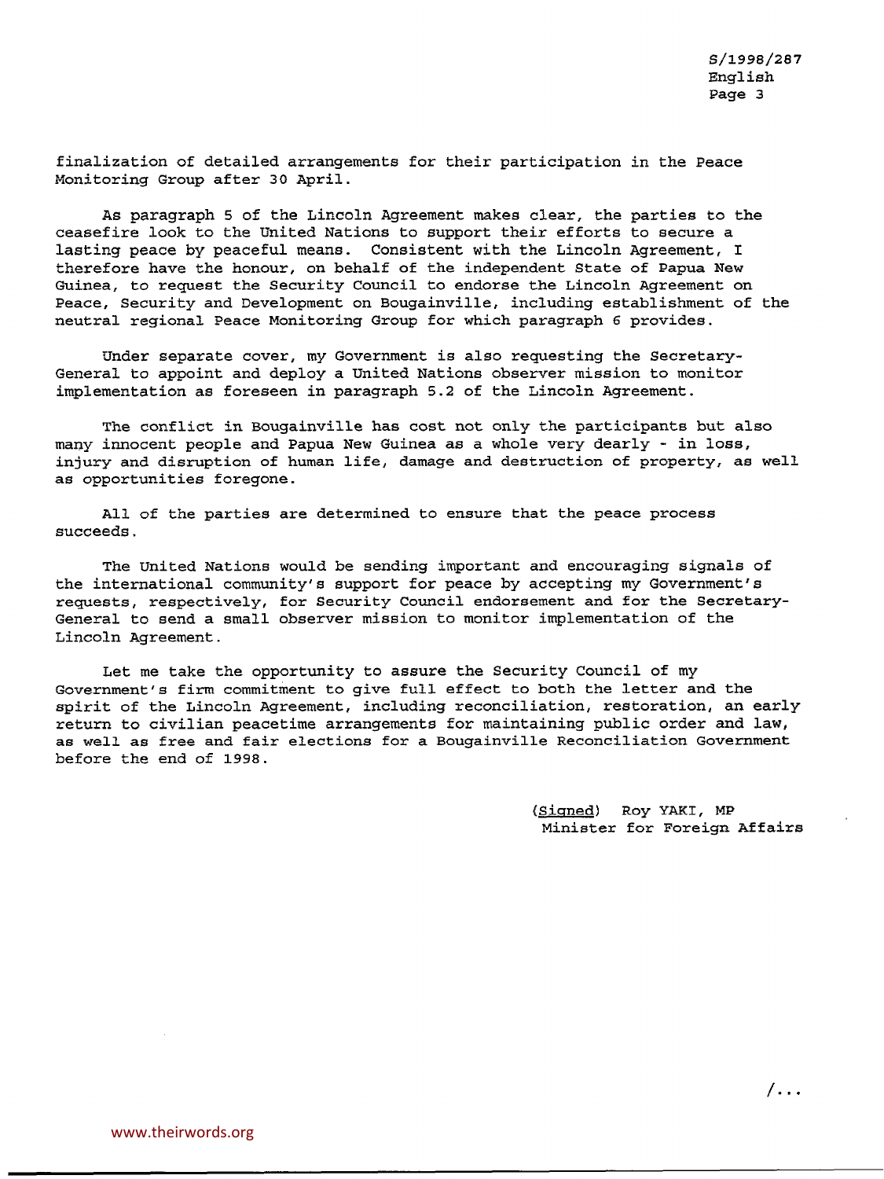finalization of detailed arrangements for their participation in the Peace Monitoring Group after 30 April.

As paragraph 5 of the Lincoln Agreement makes clear, the parties to the ceasefire look to the United Nations to support their efforts to secure a lasting peace by peaceful means. Consistent with the Lincoln Agreement, I therefore have the honour, on behalf of the independent State of Papua New Guinea, to request the Security Council to endorse the Lincoln Agreement on Peace, Security and Development on Bougainville, including establishment of the neutral regional Peace Monitoring Group for which paragraph 6 provides.

Under separate cover, my Government is also requesting the Secretary-General to appoint and deploy a United Nations observer mission to monitor implementation as foreseen in paragraph 5.2 of the Lincoln Agreement.

The conflict in Bougainville has cost not only the participants but also many innocent people and Papua New Guinea as a whole very dearly - in loss, injury and disruption of human life, damage and destruction of property, as well as opportunities foregone.

All of the parties are determined to ensure that the peace process succeeds.

The United Nations would be sending important and encouraging signals of the international community's support for peace by accepting my Government's requests, respectively, for Security Council endorsement and for the Secretary-General to send a small observer mission to monitor implementation of the Lincoln Agreement.

Let me take the opportunity to assure the Security Council of my Government's firm commitment to give full effect to both the letter and the spirit of the Lincoln Agreement, including reconciliation, restoration, an early return to civilian peacetime arrangements for maintaining public order and law, as well as free and fair elections for a Bougainville Reconciliation Government before the end of 1998.

(Signed) Roy YAKI, MP
Minister for Foreign Affairs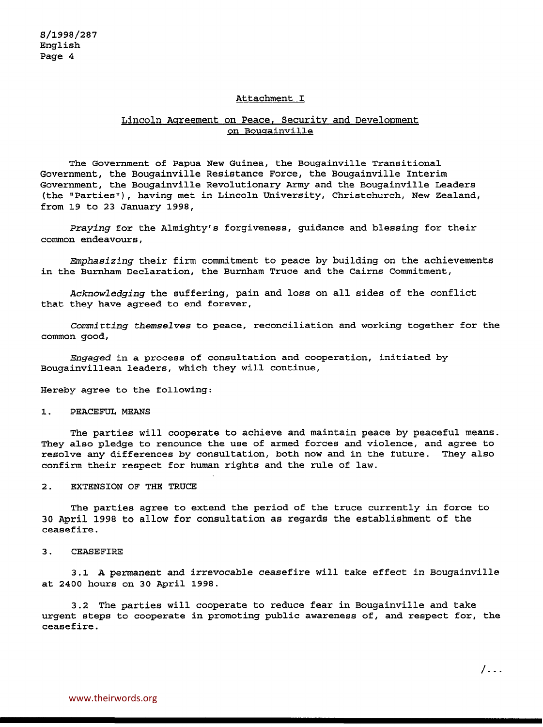## Attachment I

## Lincoln Agreement on Peace, Security and Development on Bougainville

The Government of Papua New Guinea, the Bougainville Transitional Government, the Bougainville Resistance Force, the Bougainville Interim Government, the Bougainville Revolutionary Army and the Bougainville Leaders (the "Parties"), having met in Lincoln University, Christchurch, New Zealand, from 19 to 23 January 1998,

*Praying* for the Almighty's forgiveness, guidance and blessing for their common endeavours,

*Emphasizing* their firm commitment to peace by building on the achievements in the Burnham Declaration, the Burnham Truce and the Cairns Commitment,

*Acknowledging* the suffering, pain and loss on all sides of the conflict that they have agreed to end forever,

*Committing themselves* to peace, reconciliation and working together for the common good,

*Engaged* in a process of consultation and cooperation, initiated by Bougainvillean leaders, which they will continue,

Hereby agree to the following:

1. PEACEFUL MEANS

The parties will cooperate to achieve and maintain peace by peaceful means. They also pledge to renounce the use of armed forces and violence, and agree to resolve any differences by consultation, both now and in the future. They also confirm their respect for human rights and the rule of law.

2. EXTENSION OF THE TRUCE

The parties agree to extend the period of the truce currently in force to 30 April 1998 to allow for consultation as regards the establishment of the ceasefire.

3. CEASEFIRE

3.1 A permanent and irrevocable ceasefire will take effect in Bougainville at 2400 hours on 30 April 1998.

3.2 The parties will cooperate to reduce fear in Bougainville and take urgent steps to cooperate in promoting public awareness of, and respect for, the ceasefire.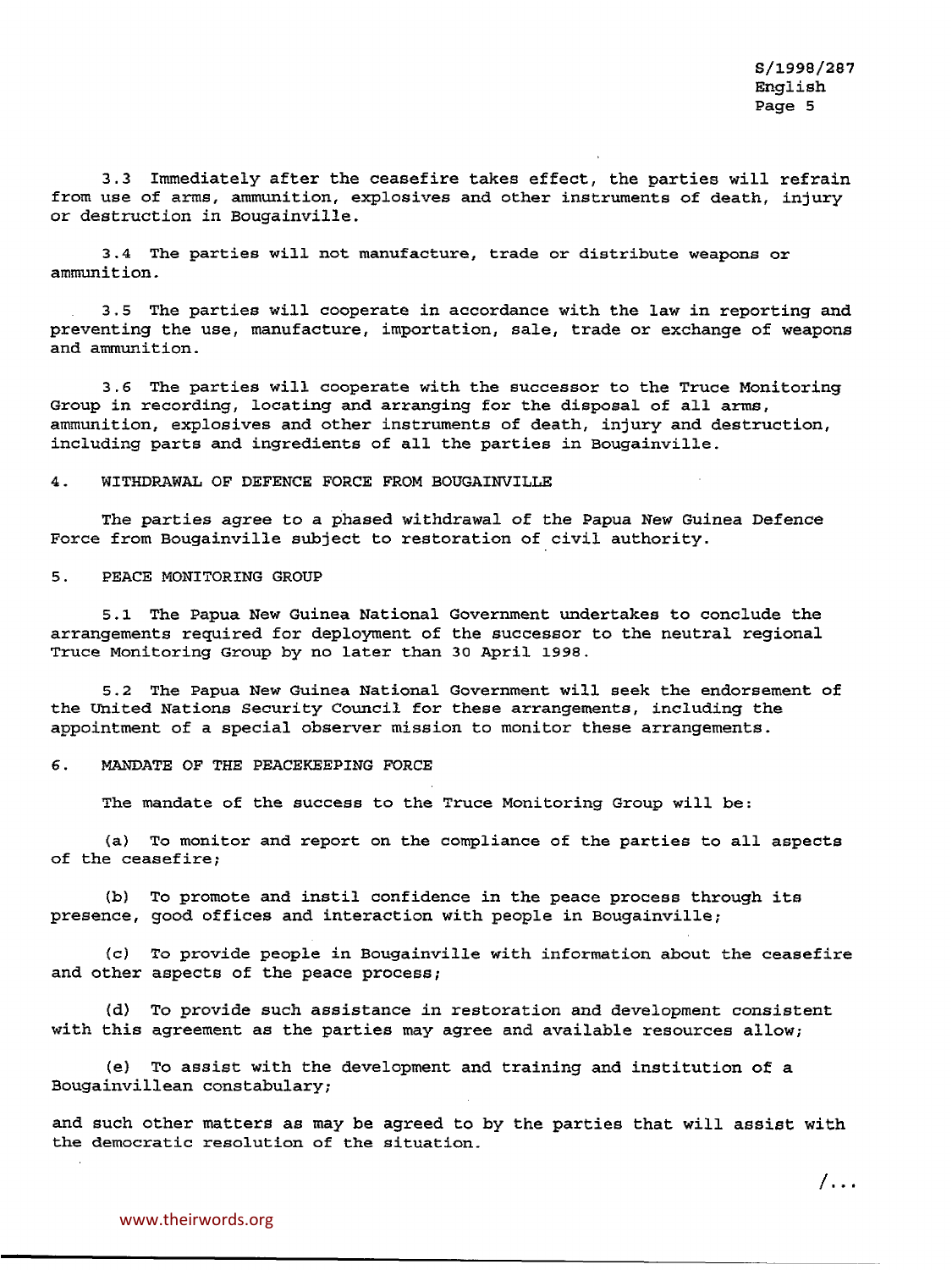3.3 Immediately after the ceasefire takes effect, the parties will refrain from use of arms, ammunition, explosives and other instruments of death, injury or destruction in Bougainville.

3.4 The parties will not manufacture, trade or distribute weapons or ammunition.

3.5 The parties will cooperate in accordance with the law in reporting and preventing the use, manufacture, importation, sale, trade or exchange of weapons and ammunition.

3.6 The parties will cooperate with the successor to the Truce Monitoring Group in recording, locating and arranging for the disposal of all arms, ammunition, explosives and other instruments of death, injury and destruction, including parts and ingredients of all the parties in Bougainville.

## 4. WITHDRAWAL OF DEFENCE FORCE FROM BOUGAINVILLE

The parties agree to a phased withdrawal of the Papua New Guinea Defence Force from Bougainville subject to restoration of civil authority.

## 5. PEACE MONITORING GROUP

5.1 The Papua New Guinea National Government undertakes to conclude the arrangements required for deployment of the successor to the neutral regional Truce Monitoring Group by no later than 30 April 1998.

5.2 The Papua New Guinea National Government will seek the endorsement of the United Nations Security Council for these arrangements, including the appointment of a special observer mission to monitor these arrangements.

## 6. MANDATE OF THE PEACEKEEPING FORCE

The mandate of the success to the Truce Monitoring Group will be:

(a) To monitor and report on the compliance of the parties to all aspects of the ceasefire;

(b) To promote and instil confidence in the peace process through its presence, good offices and interaction with people in Bougainville;

(c) To provide people in Bougainville with information about the ceasefire and other aspects of the peace process;

(d) To provide such assistance in restoration and development consistent with this agreement as the parties may agree and available resources allow;

(e) To assist with the development and training and institution of a Bougainvillean constabulary;

and such other matters as may be agreed to by the parties that will assist with the democratic resolution of the situation.

/...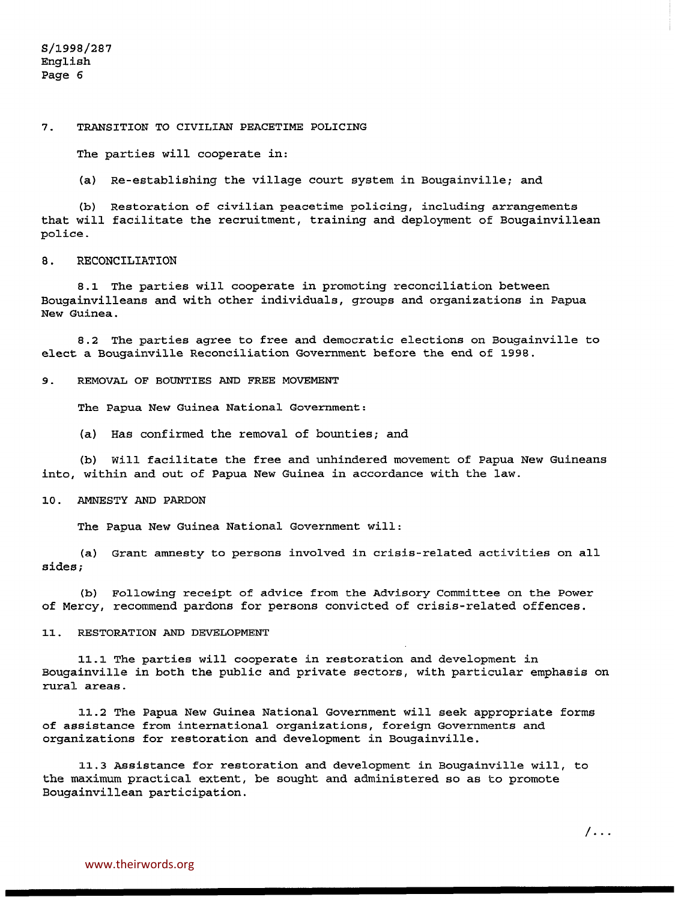## 7. TRANSITION TO CIVILIAN PEACETIME POLICING

The parties will cooperate in:

(a) Re-establishing the village court system in Bougainville; and

(b) Restoration of civilian peacetime policing, including arrangements that will facilitate the recruitment, training and deployment of Bougainvillean police.

## 8. RECONCILIATION

8.1 The parties will cooperate in promoting reconciliation between Bougainvilleans and with other individuals, groups and organizations in Papua New Guinea.

8.2 The parties agree to free and democratic elections on Bougainville to elect a Bougainville Reconciliation Government before the end of 1998.

## 9. REMOVAL OF BOUNTIES AND FREE MOVEMENT

The Papua New Guinea National Government:

(a) Has confirmed the removal of bounties; and

(b) Will facilitate the free and unhindered movement of Papua New Guineans into, within and out of Papua New Guinea in accordance with the law.

## 10. AMNESTY AND PARDON

The Papua New Guinea National Government will:

(a) Grant amnesty to persons involved in crisis-related activities on all sides;

(b) Following receipt of advice from the Advisory Committee on the Power of Mercy, recommend pardons for persons convicted of crisis-related offences.

## 11. RESTORATION AND DEVELOPMENT

11.1 The parties will cooperate in restoration and development in Bougainville in both the public and private sectors, with particular emphasis on rural areas.

11.2 The Papua New Guinea National Government will seek appropriate forms of assistance from international organizations, foreign Governments and organizations for restoration and development in Bougainville.

11.3 Assistance for restoration and development in Bougainville will, to the maximum practical extent, be sought and administered so as to promote Bougainvillean participation.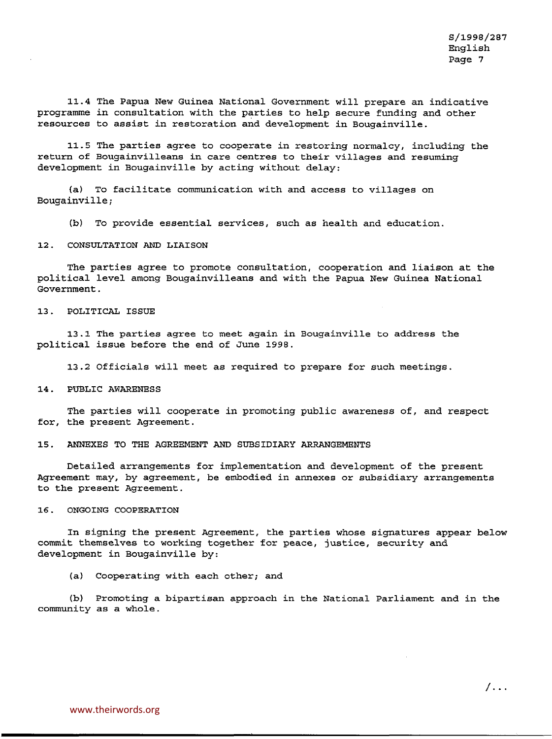11.4 The Papua New Guinea National Government will prepare an indicative programme in consultation with the parties to help secure funding and other resources to assist in restoration and development in Bougainville.

11.5 The parties agree to cooperate in restoring normalcy, including the return of Bougainvilleans in care centres to their villages and resuming development in Bougainville by acting without delay:

(a) To facilitate communication with and access to villages on Bougainville;

(b) To provide essential services, such as health and education.

## 12. CONSULTATION AND LIAISON

The parties agree to promote consultation, cooperation and liaison at the political level among Bougainvilleans and with the Papua New Guinea National Government.

## 13. POLITICAL ISSUE

13.1 The parties agree to meet again in Bougainville to address the political issue before the end of June 1998.

13.2 Officials will meet as required to prepare for such meetings.

## 14. PUBLIC AWARENESS

The parties will cooperate in promoting public awareness of, and respect for, the present Agreement.

## 15. ANNEXES TO THE AGREEMENT AND SUBSIDIARY ARRANGEMENTS

Detailed arrangements for implementation and development of the present Agreement may, by agreement, be embodied in annexes or subsidiary arrangements to the present Agreement.

## 16. ONGOING COOPERATION

In signing the present Agreement, the parties whose signatures appear below commit themselves to working together for peace, justice, security and development in Bougainville by:

(a) Cooperating with each other; and

(b) Promoting a bipartisan approach in the National Parliament and in the community as a whole.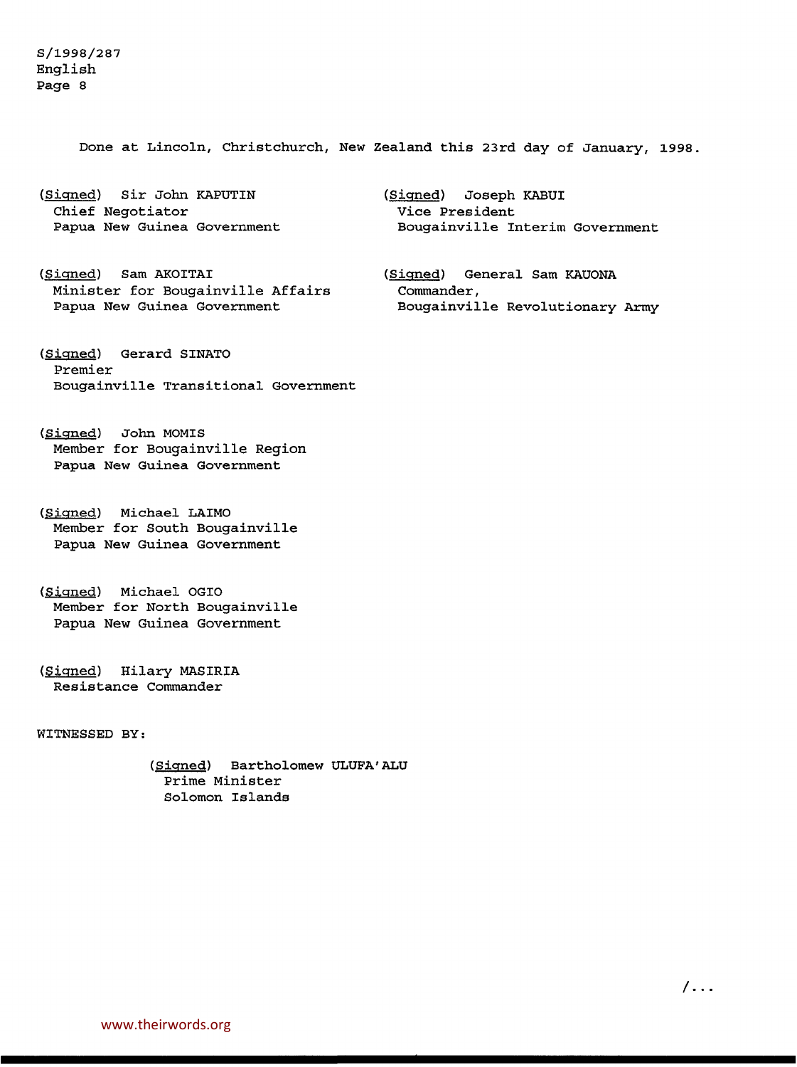Done at Lincoln, Christchurch, New Zealand this 23rd day of January, 1998.

(Signed) Sir John KAPUTIN
Chief Negotiator
Papua New Guinea Government

(Signed) Joseph KABUI
Vice President
Bougainville Interim Government

(Signed) Sam AKOITAI
Minister for Bougainville Affairs
Papua New Guinea Government

(Signed) General Sam KAUONA
Commander,
Bougainville Revolutionary Army

(Signed) Gerard SINATO
Premier
Bougainville Transitional Government

(Signed) John MOMIS
Member for Bougainville Region
Papua New Guinea Government

(Signed) Michael LAIMO
Member for South Bougainville
Papua New Guinea Government

(Signed) Michael OGIO
Member for North Bougainville
Papua New Guinea Government

(Signed) Hilary MASIRIA
Resistance Commander

WITNESSED BY:

(Signed) Bartholomew ULUFA'ALU
Prime Minister
Solomon Islands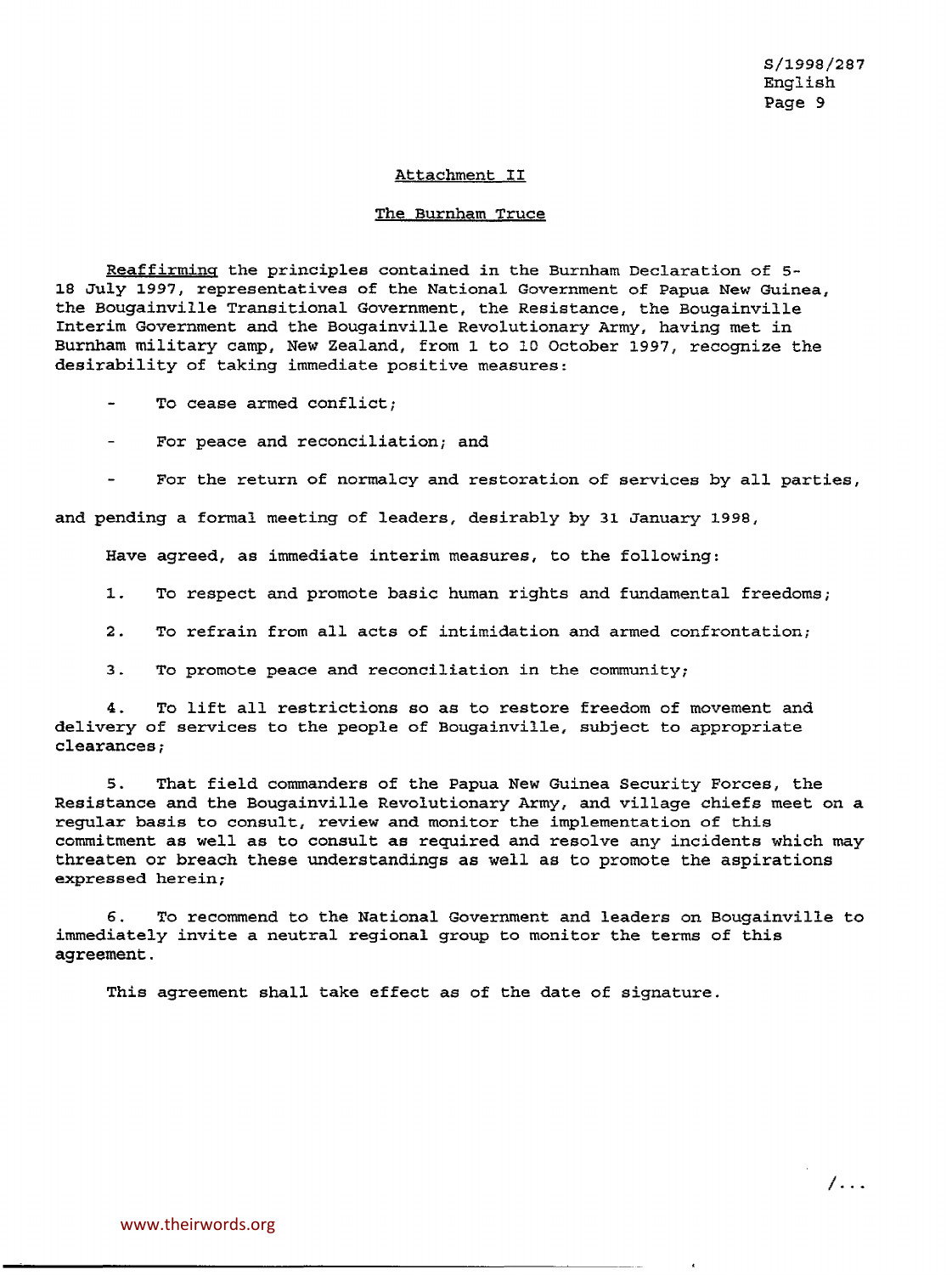## Attachment II

## The Burnham Truce

Reaffirming the principles contained in the Burnham Declaration of 5-18 July 1997, representatives of the National Government of Papua New Guinea, the Bougainville Transitional Government, the Resistance, the Bougainville Interim Government and the Bougainville Revolutionary Army, having met in Burnham military camp, New Zealand, from 1 to 10 October 1997, recognize the desirability of taking immediate positive measures:

- To cease armed conflict;
- For peace and reconciliation; and
- For the return of normalcy and restoration of services by all parties,

and pending a formal meeting of leaders, desirably by 31 January 1998,

Have agreed, as immediate interim measures, to the following:

1. To respect and promote basic human rights and fundamental freedoms;

2. To refrain from all acts of intimidation and armed confrontation;

3. To promote peace and reconciliation in the community;

4. To lift all restrictions so as to restore freedom of movement and delivery of services to the people of Bougainville, subject to appropriate clearances;

5. That field commanders of the Papua New Guinea Security Forces, the Resistance and the Bougainville Revolutionary Army, and village chiefs meet on a regular basis to consult, review and monitor the implementation of this commitment as well as to consult as required and resolve any incidents which may threaten or breach these understandings as well as to promote the aspirations expressed herein;

6. To recommend to the National Government and leaders on Bougainville to immediately invite a neutral regional group to monitor the terms of this agreement.

This agreement shall take effect as of the date of signature.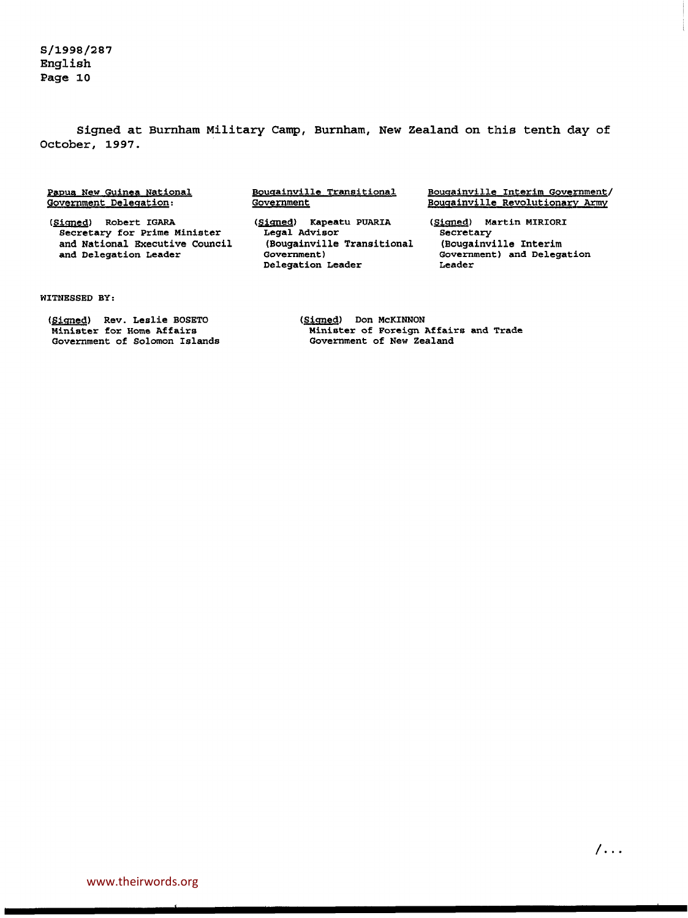Signed at Burnham Military Camp, Burnham, New Zealand on this tenth day of October, 1997.

Papua New Guinea National Government Delegation:

(Signed) Robert IGARA
Secretary for Prime Minister and National Executive Council and Delegation Leader

Bougainville Transitional Government

(Signed) Kapeatu PUARIA
Legal Advisor
(Bougainville Transitional Government)
Delegation Leader

Bougainville Interim Government/ Bougainville Revolutionary Army

(Signed) Martin MIRIORI
Secretary
(Bougainville Interim Government) and Delegation Leader

WITNESSED BY:

(Signed) Rev. Leslie BOSETO
Minister for Home Affairs
Government of Solomon Islands

(Signed) Don McKINNON
Minister of Foreign Affairs and Trade
Government of New Zealand

/...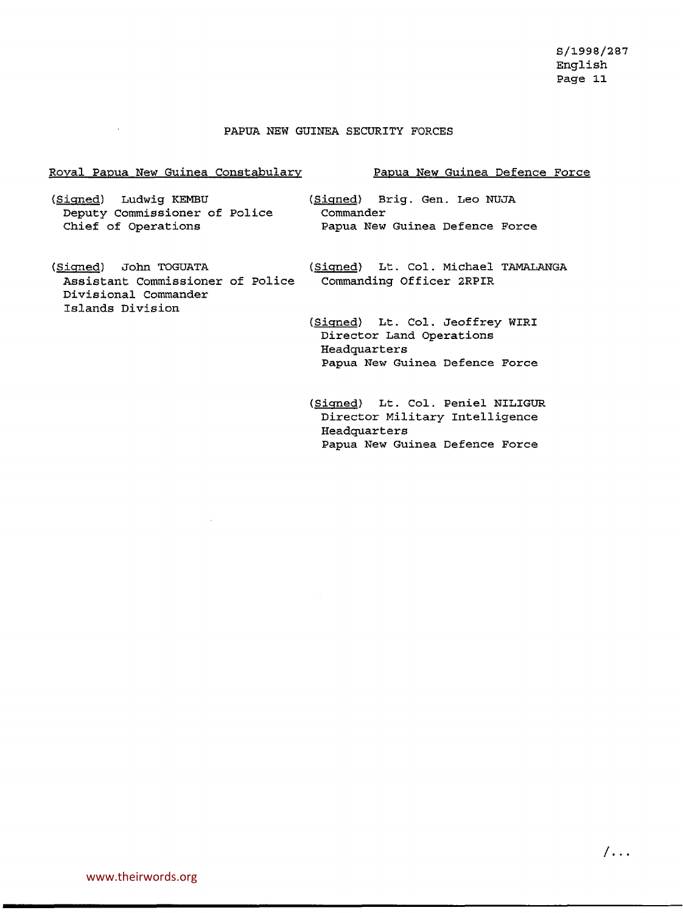PAPUA NEW GUINEA SECURITY FORCES

Royal Papua New Guinea Constabulary

(Signed) Ludwig KEMBU
Deputy Commissioner of Police
Chief of Operations

(Signed) John TOGUATA
Assistant Commissioner of Police
Divisional Commander
Islands Division

Papua New Guinea Defence Force

(Signed) Brig. Gen. Leo NUJA
Commander
Papua New Guinea Defence Force

(Signed) Lt. Col. Michael TAMALANGA
Commanding Officer 2RPIR

(Signed) Lt. Col. Jeoffrey WIRI
Director Land Operations
Headquarters
Papua New Guinea Defence Force

(Signed) Lt. Col. Peniel NILIGUR
Director Military Intelligence
Headquarters
Papua New Guinea Defence Force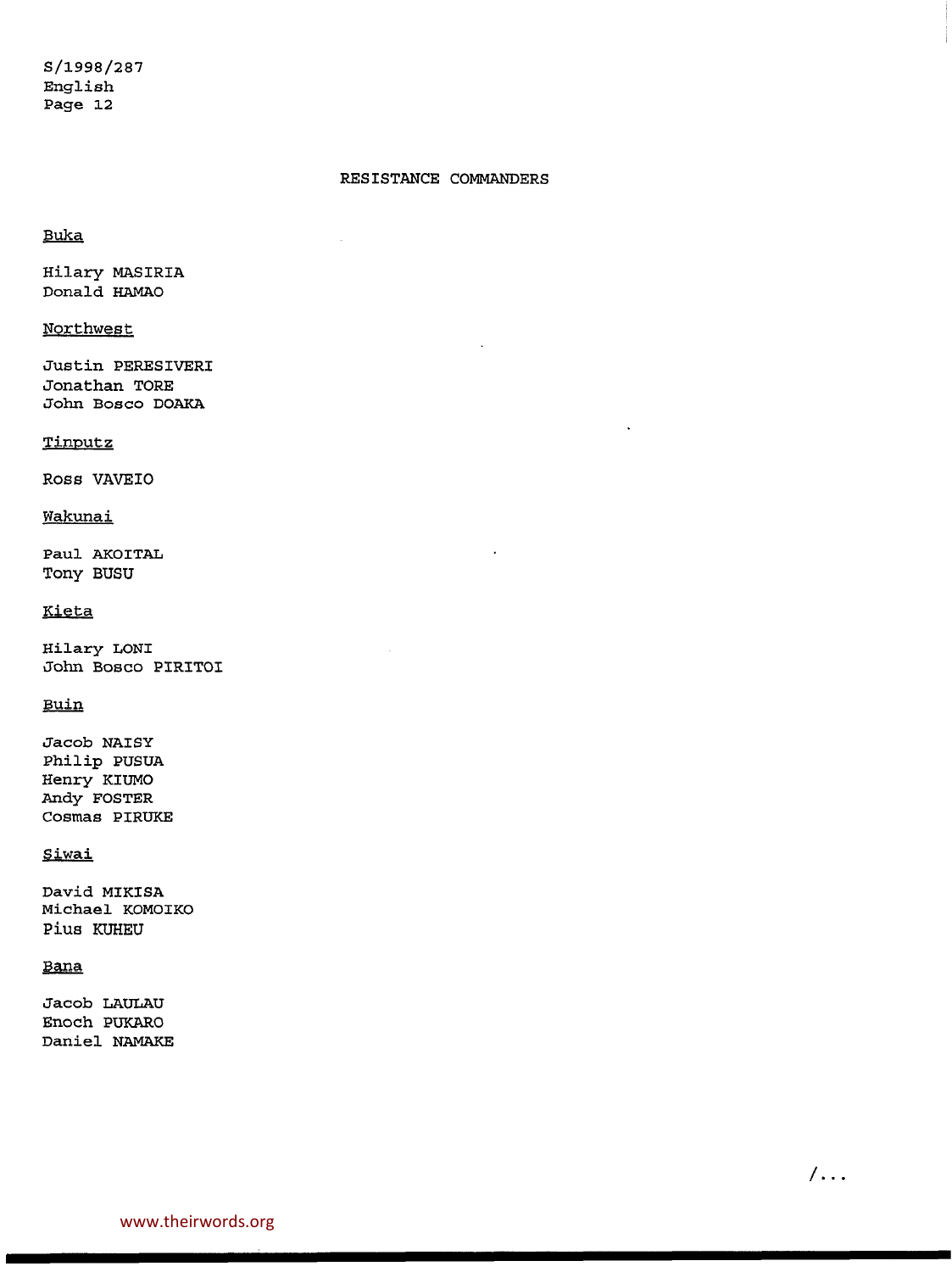## RESISTANCE COMMANDERS

Buka

Hilary MASIRIA
Donald HAMAO

Northwest

Justin PERESIVERI
Jonathan TORE
John Bosco DOAKA

Tinputz

Ross VAVEIO

Wakunai

Paul AKOITAL
Tony BUSU

Kieta

Hilary LONI
John Bosco PIRITOI

Buin

Jacob NAISY
Philip PUSUA
Henry KIUMO
Andy FOSTER
Cosmas PIRUKE

Siwai

David MIKISA
Michael KOMOIKO
Pius KUHEU

Bana

Jacob LAULAU
Enoch PUKARO
Daniel NAMAKE

/...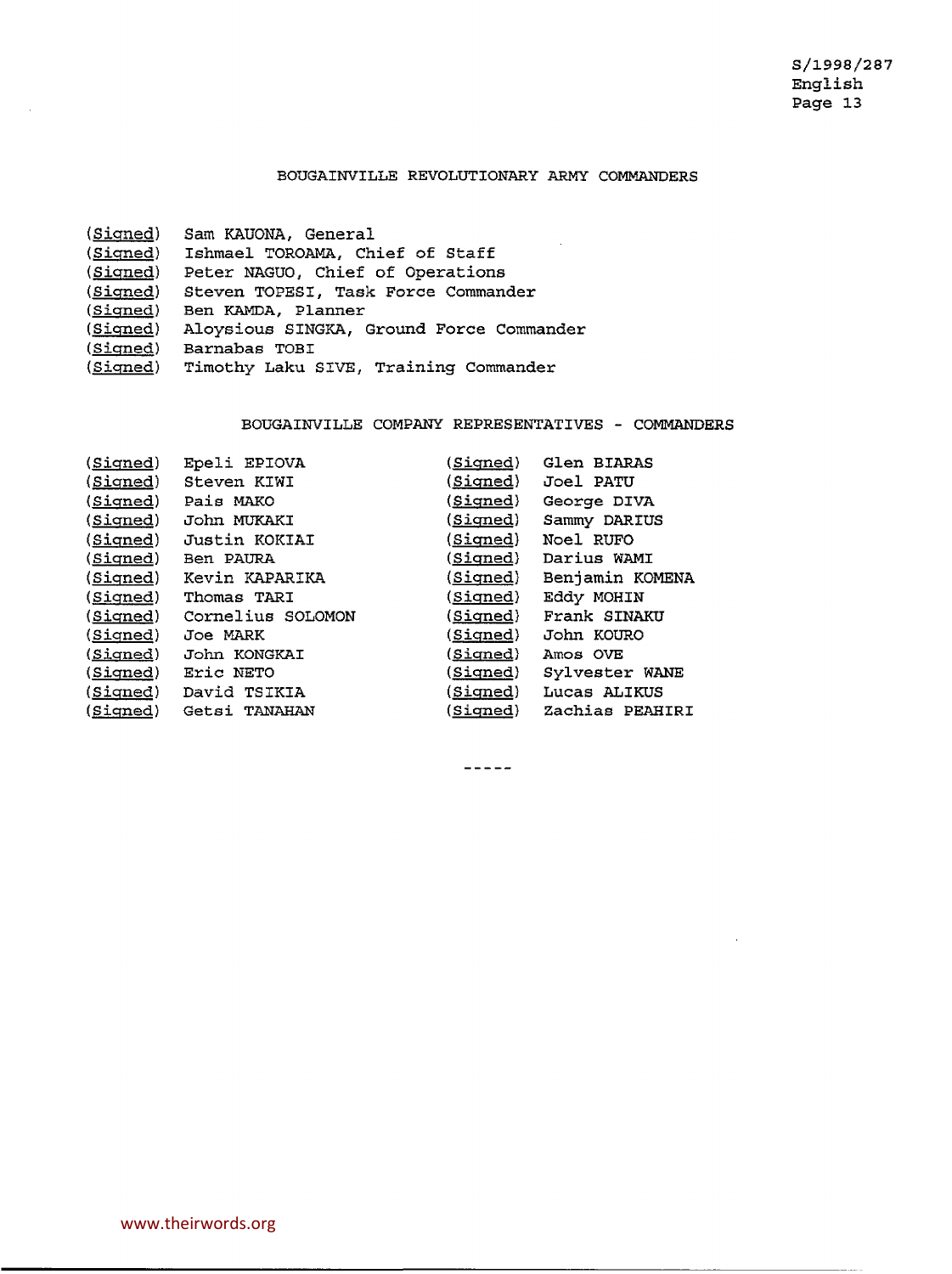## BOUGAINVILLE REVOLUTIONARY ARMY COMMANDERS

(Signed) Sam KAUONA, General
(Signed) Ishmael TOROAMA, Chief of Staff
(Signed) Peter NAGUO, Chief of Operations
(Signed) Steven TOPESI, Task Force Commander
(Signed) Ben KAMDA, Planner
(Signed) Aloysious SINGKA, Ground Force Commander
(Signed) Barnabas TOBI
(Signed) Timothy Laku SIVE, Training Commander

## BOUGAINVILLE COMPANY REPRESENTATIVES - COMMANDERS

(Signed) Epeli EPIOVA
(Signed) Steven KIWI
(Signed) Pais MAKO
(Signed) John MUKAKI
(Signed) Justin KOKIAI
(Signed) Ben PAURA
(Signed) Kevin KAPARIKA
(Signed) Thomas TARI
(Signed) Cornelius SOLOMON
(Signed) Joe MARK
(Signed) John KONGKAI
(Signed) Eric NETO
(Signed) David TSIKIA
(Signed) Getsi TANAHAN
(Signed) Glen BIARAS
(Signed) Joel PATU
(Signed) George DIVA
(Signed) Sammy DARIUS
(Signed) Noel RUFO
(Signed) Darius WAMI
(Signed) Benjamin KOMENA
(Signed) Eddy MOHIN
(Signed) Frank SINAKU
(Signed) John KOURO
(Signed) Amos OVE
(Signed) Sylvester WANE
(Signed) Lucas ALIKUS
(Signed) Zachias PEAHIRI

-----

www.theirwords.org